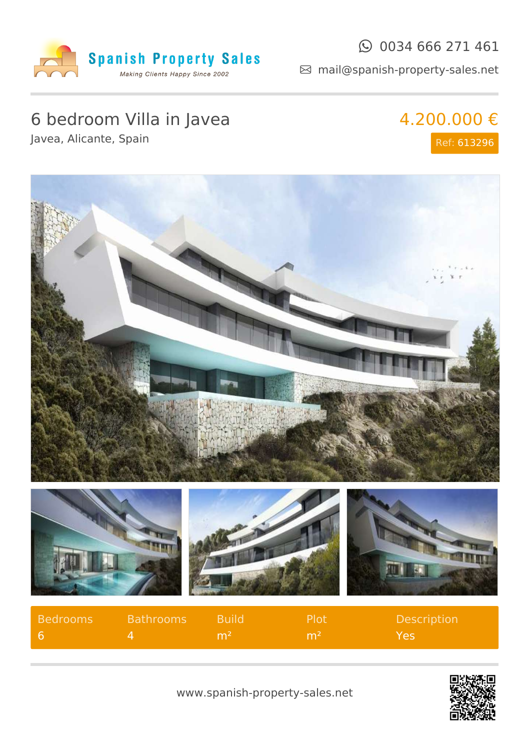Spanish Property Sales

*Making Clients Happy Since 2002*

0034 666 271 461

mail@spanish-property-sales.net

# 6 bedroom Villa in Javea

Javea, Alicante, Spain

**4.200.000 €**

Ref: 613296

| Bedrooms | Bathrooms | Build | Plot | Description |
| --- | --- | --- | --- | --- |
| 6 | 4 | m² | m² | Yes |

www.spanish-property-sales.net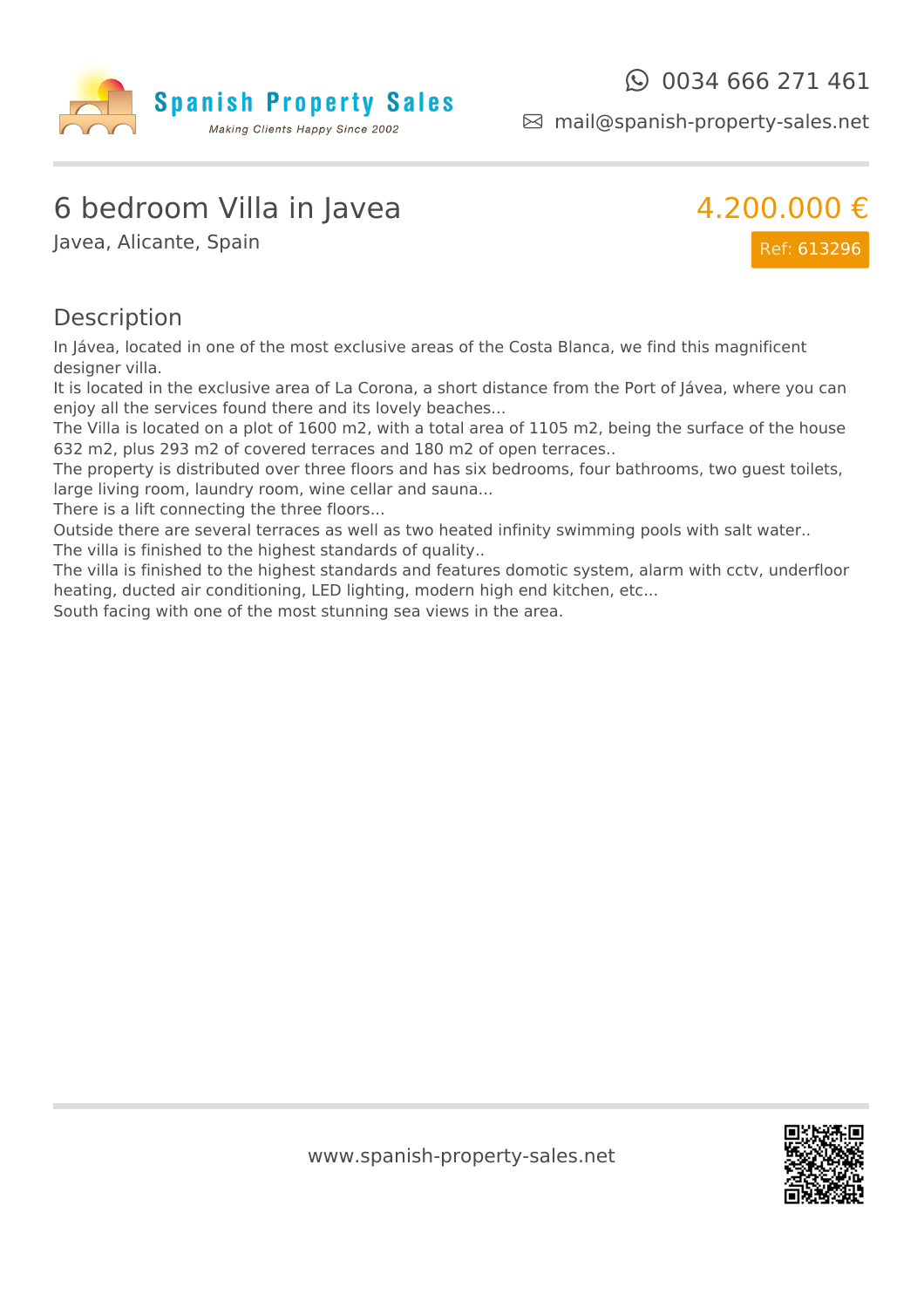Spanish Property Sales

*Making Clients Happy Since 2002*

0034 666 271 461

mail@spanish-property-sales.net

# 6 bedroom Villa in Javea

Javea, Alicante, Spain

4.200.000 €

Ref: 613296

## Description

In Jávea, located in one of the most exclusive areas of the Costa Blanca, we find this magnificent designer villa.
It is located in the exclusive area of La Corona, a short distance from the Port of Jávea, where you can enjoy all the services found there and its lovely beaches...
The Villa is located on a plot of 1600 m2, with a total area of 1105 m2, being the surface of the house 632 m2, plus 293 m2 of covered terraces and 180 m2 of open terraces..
The property is distributed over three floors and has six bedrooms, four bathrooms, two guest toilets, large living room, laundry room, wine cellar and sauna...
There is a lift connecting the three floors...
Outside there are several terraces as well as two heated infinity swimming pools with salt water..
The villa is finished to the highest standards of quality..
The villa is finished to the highest standards and features domotic system, alarm with cctv, underfloor heating, ducted air conditioning, LED lighting, modern high end kitchen, etc...
South facing with one of the most stunning sea views in the area.

www.spanish-property-sales.net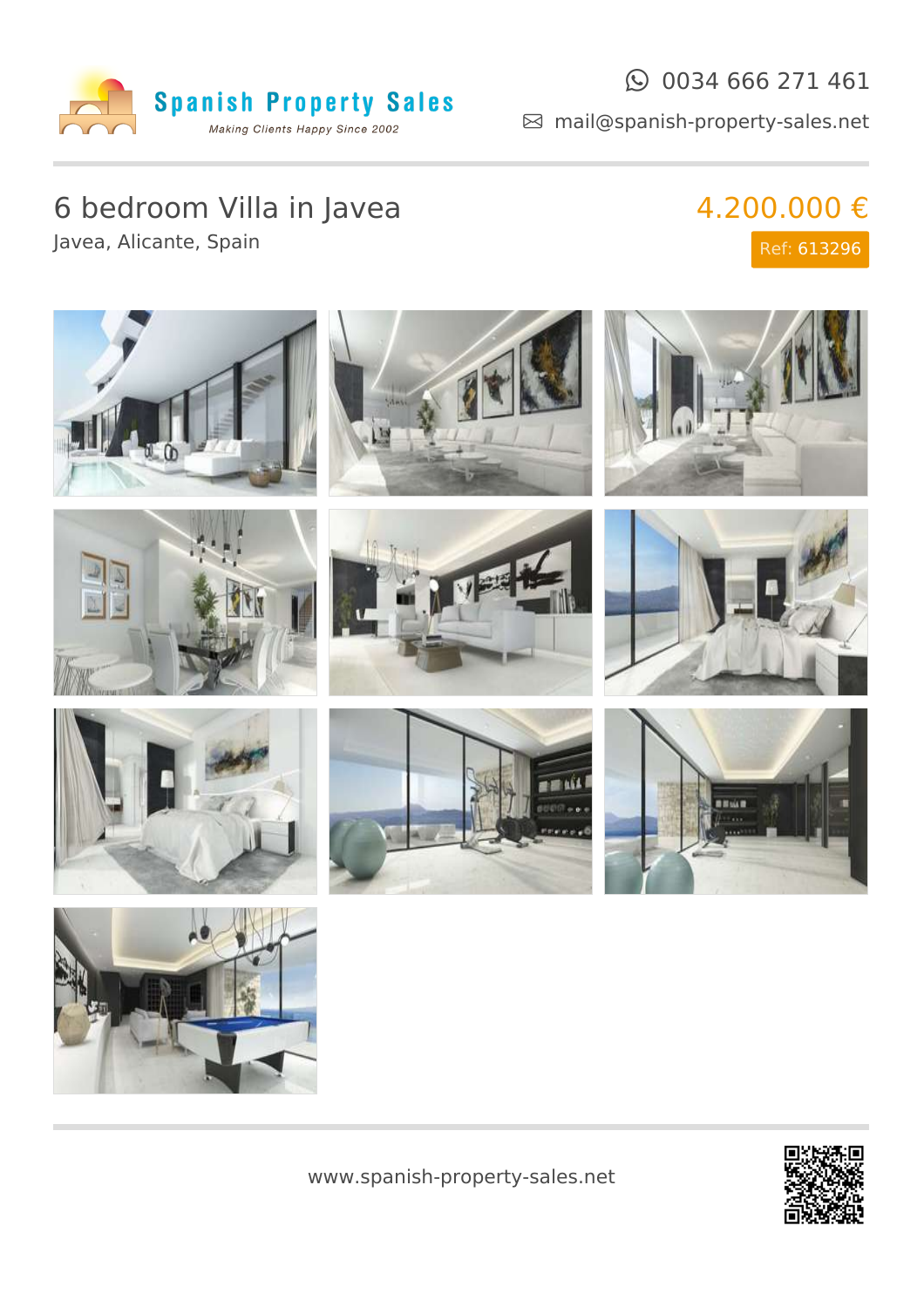Spanish Property Sales

*Making Clients Happy Since 2002*

0034 666 271 461

mail@spanish-property-sales.net

# 6 bedroom Villa in Javea

Javea, Alicante, Spain

4.200.000 €

Ref: 613296

www.spanish-property-sales.net